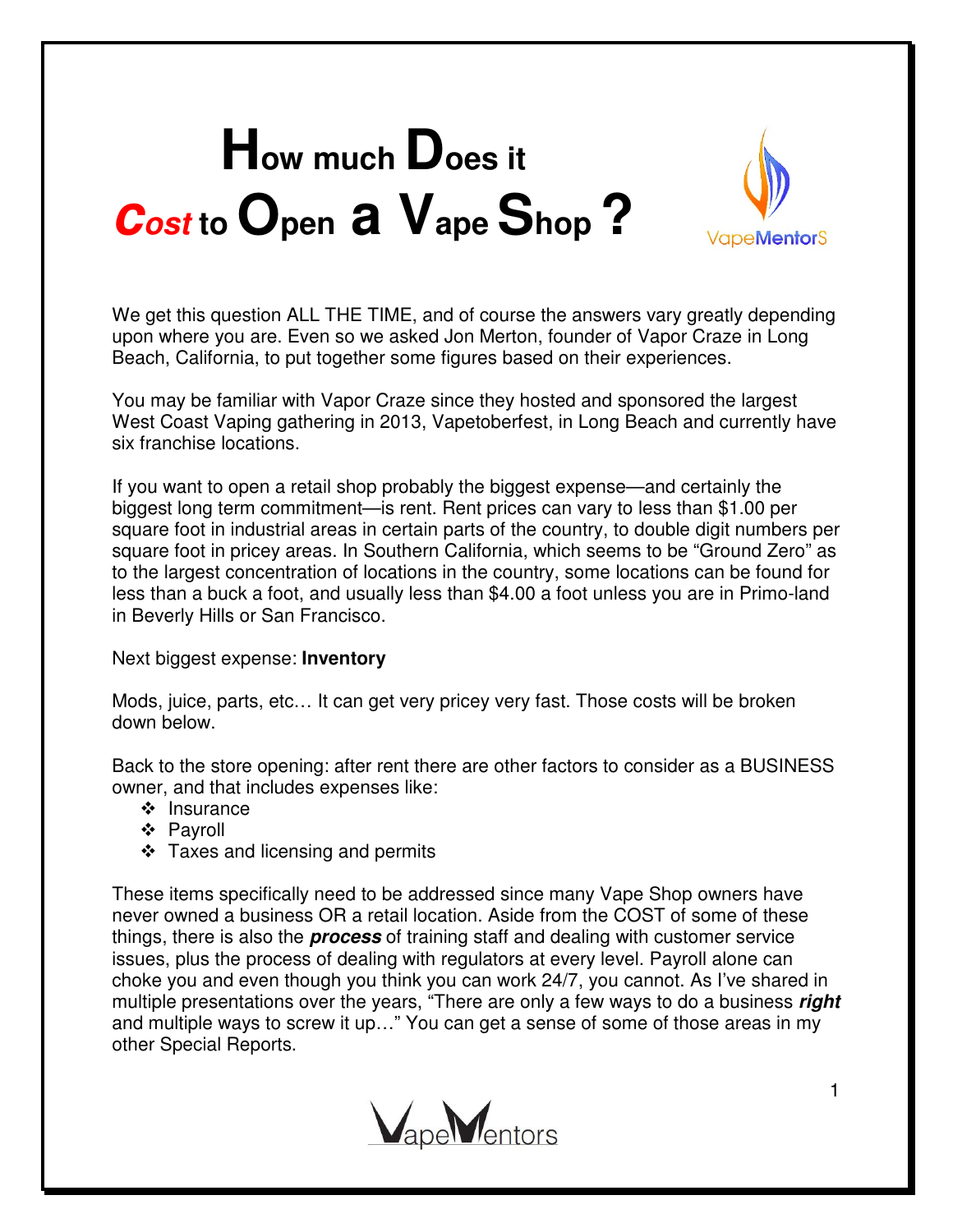# How much Does it Cost to Open a Vape Shop?

We get this question ALL THE TIME, and of course the answers vary greatly depending upon where you are. Even so we asked Jon Merton, founder of Vapor Craze in Long Beach, California, to put together some figures based on their experiences.

You may be familiar with Vapor Craze since they hosted and sponsored the largest West Coast Vaping gathering in 2013, Vapetoberfest, in Long Beach and currently have six franchise locations.

If you want to open a retail shop probably the biggest expense—and certainly the biggest long term commitment—is rent. Rent prices can vary to less than $1.00 per square foot in industrial areas in certain parts of the country, to double digit numbers per square foot in pricey areas. In Southern California, which seems to be "Ground Zero" as to the largest concentration of locations in the country, some locations can be found for less than a buck a foot, and usually less than $4.00 a foot unless you are in Primo-land in Beverly Hills or San Francisco.

Next biggest expense: **Inventory**

Mods, juice, parts, etc… It can get very pricey very fast. Those costs will be broken down below.

Back to the store opening: after rent there are other factors to consider as a BUSINESS owner, and that includes expenses like:

- Insurance
- Payroll
- Taxes and licensing and permits

These items specifically need to be addressed since many Vape Shop owners have never owned a business OR a retail location. Aside from the COST of some of these things, there is also the ***process*** of training staff and dealing with customer service issues, plus the process of dealing with regulators at every level. Payroll alone can choke you and even though you think you can work 24/7, you cannot. As I've shared in multiple presentations over the years, "There are only a few ways to do a business ***right*** and multiple ways to screw it up…" You can get a sense of some of those areas in my other Special Reports.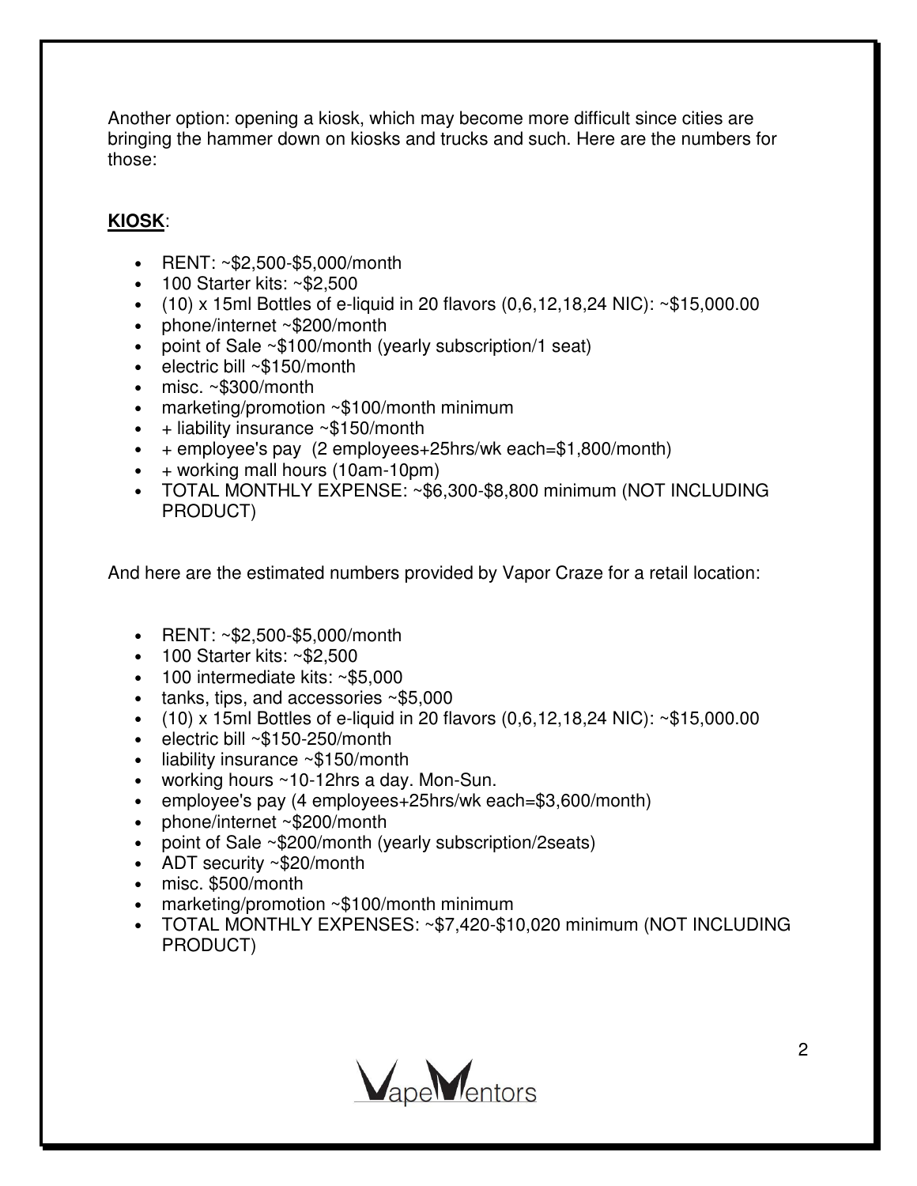Another option: opening a kiosk, which may become more difficult since cities are bringing the hammer down on kiosks and trucks and such. Here are the numbers for those:

**KIOSK**:

- RENT: ~$2,500-$5,000/month
- 100 Starter kits: ~$2,500
- (10) x 15ml Bottles of e-liquid in 20 flavors (0,6,12,18,24 NIC): ~$15,000.00
- phone/internet ~$200/month
- point of Sale ~$100/month (yearly subscription/1 seat)
- electric bill ~$150/month
- misc. ~$300/month
- marketing/promotion ~$100/month minimum
- + liability insurance ~$150/month
- + employee's pay (2 employees+25hrs/wk each=$1,800/month)
- + working mall hours (10am-10pm)
- TOTAL MONTHLY EXPENSE: ~$6,300-$8,800 minimum (NOT INCLUDING PRODUCT)

And here are the estimated numbers provided by Vapor Craze for a retail location:

- RENT: ~$2,500-$5,000/month
- 100 Starter kits: ~$2,500
- 100 intermediate kits: ~$5,000
- tanks, tips, and accessories ~$5,000
- (10) x 15ml Bottles of e-liquid in 20 flavors (0,6,12,18,24 NIC): ~$15,000.00
- electric bill ~$150-250/month
- liability insurance ~$150/month
- working hours ~10-12hrs a day. Mon-Sun.
- employee's pay (4 employees+25hrs/wk each=$3,600/month)
- phone/internet ~$200/month
- point of Sale ~$200/month (yearly subscription/2seats)
- ADT security ~$20/month
- misc. $500/month
- marketing/promotion ~$100/month minimum
- TOTAL MONTHLY EXPENSES: ~$7,420-$10,020 minimum (NOT INCLUDING PRODUCT)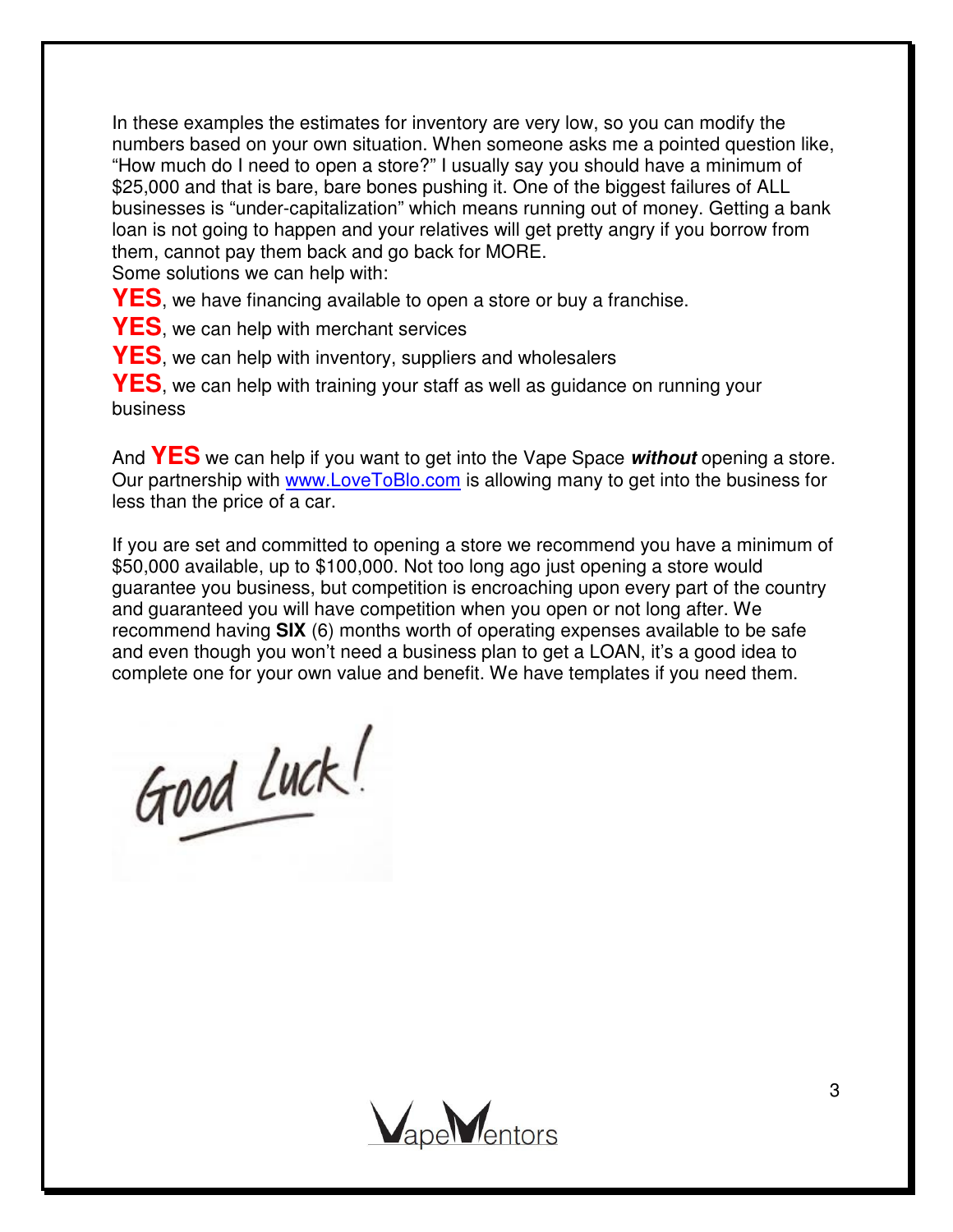In these examples the estimates for inventory are very low, so you can modify the numbers based on your own situation. When someone asks me a pointed question like, "How much do I need to open a store?" I usually say you should have a minimum of $25,000 and that is bare, bare bones pushing it. One of the biggest failures of ALL businesses is "under-capitalization" which means running out of money. Getting a bank loan is not going to happen and your relatives will get pretty angry if you borrow from them, cannot pay them back and go back for MORE.

Some solutions we can help with:

**YES**, we have financing available to open a store or buy a franchise.

**YES**, we can help with merchant services

**YES**, we can help with inventory, suppliers and wholesalers

**YES**, we can help with training your staff as well as guidance on running your business

And **YES** we can help if you want to get into the Vape Space ***without*** opening a store. Our partnership with [www.LoveToBlo.com](http://www.LoveToBlo.com) is allowing many to get into the business for less than the price of a car.

If you are set and committed to opening a store we recommend you have a minimum of $50,000 available, up to $100,000. Not too long ago just opening a store would guarantee you business, but competition is encroaching upon every part of the country and guaranteed you will have competition when you open or not long after. We recommend having **SIX** (6) months worth of operating expenses available to be safe and even though you won't need a business plan to get a LOAN, it's a good idea to complete one for your own value and benefit. We have templates if you need them.

Good Luck!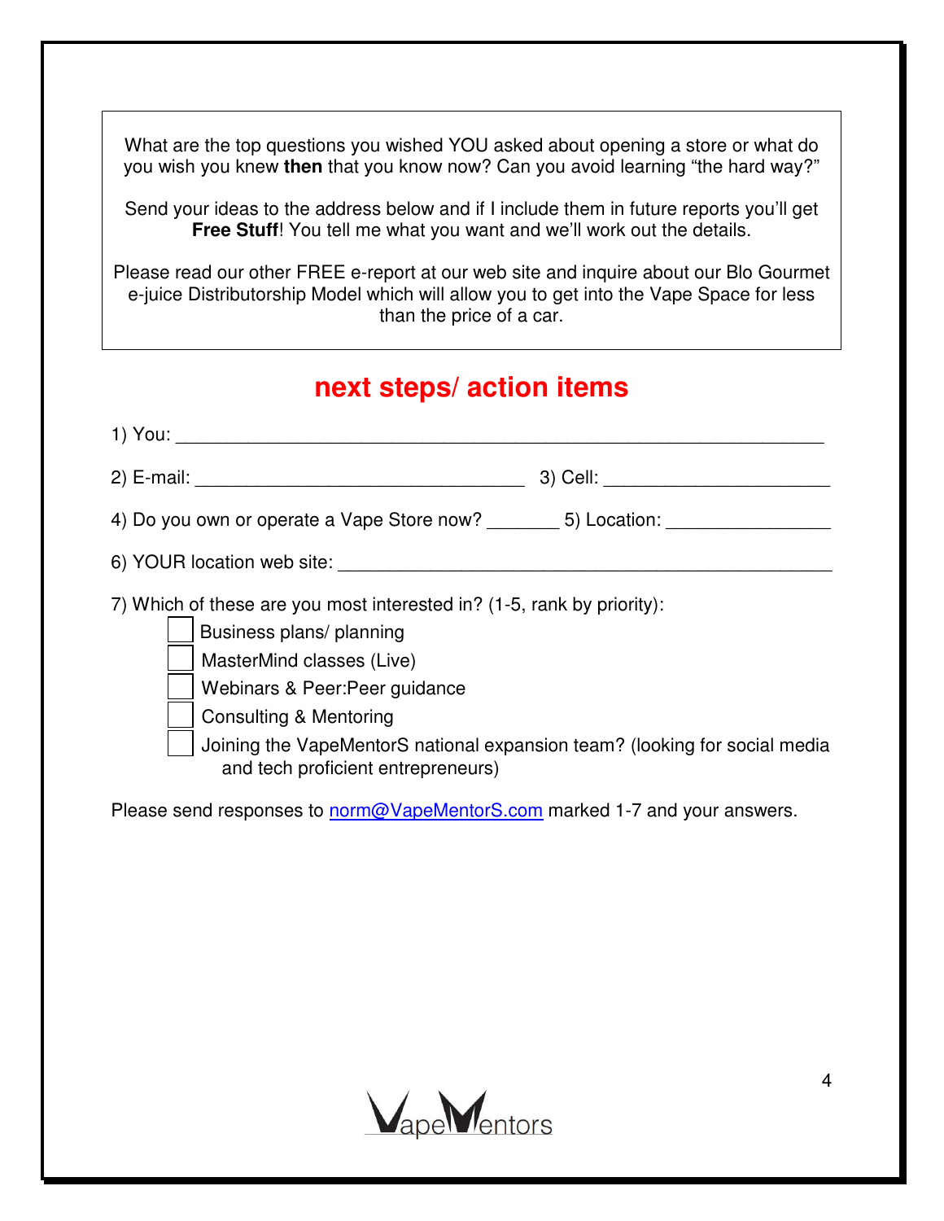What are the top questions you wished YOU asked about opening a store or what do you wish you knew **then** that you know now? Can you avoid learning "the hard way?"

Send your ideas to the address below and if I include them in future reports you'll get **Free Stuff**! You tell me what you want and we'll work out the details.

Please read our other FREE e-report at our web site and inquire about our Blo Gourmet e-juice Distributorship Model which will allow you to get into the Vape Space for less than the price of a car.

## next steps/ action items

1) You: ____________________________________________________________

2) E-mail: _______________________________ 3) Cell: _____________________

4) Do you own or operate a Vape Store now? _______ 5) Location: _______________

6) YOUR location web site: ______________________________________________

7) Which of these are you most interested in? (1-5, rank by priority):

- ☐ Business plans/ planning
- ☐ MasterMind classes (Live)
- ☐ Webinars & Peer:Peer guidance
- ☐ Consulting & Mentoring
- ☐ Joining the VapeMentorS national expansion team? (looking for social media and tech proficient entrepreneurs)

Please send responses to norm@VapeMentorS.com marked 1-7 and your answers.

VapeMentors